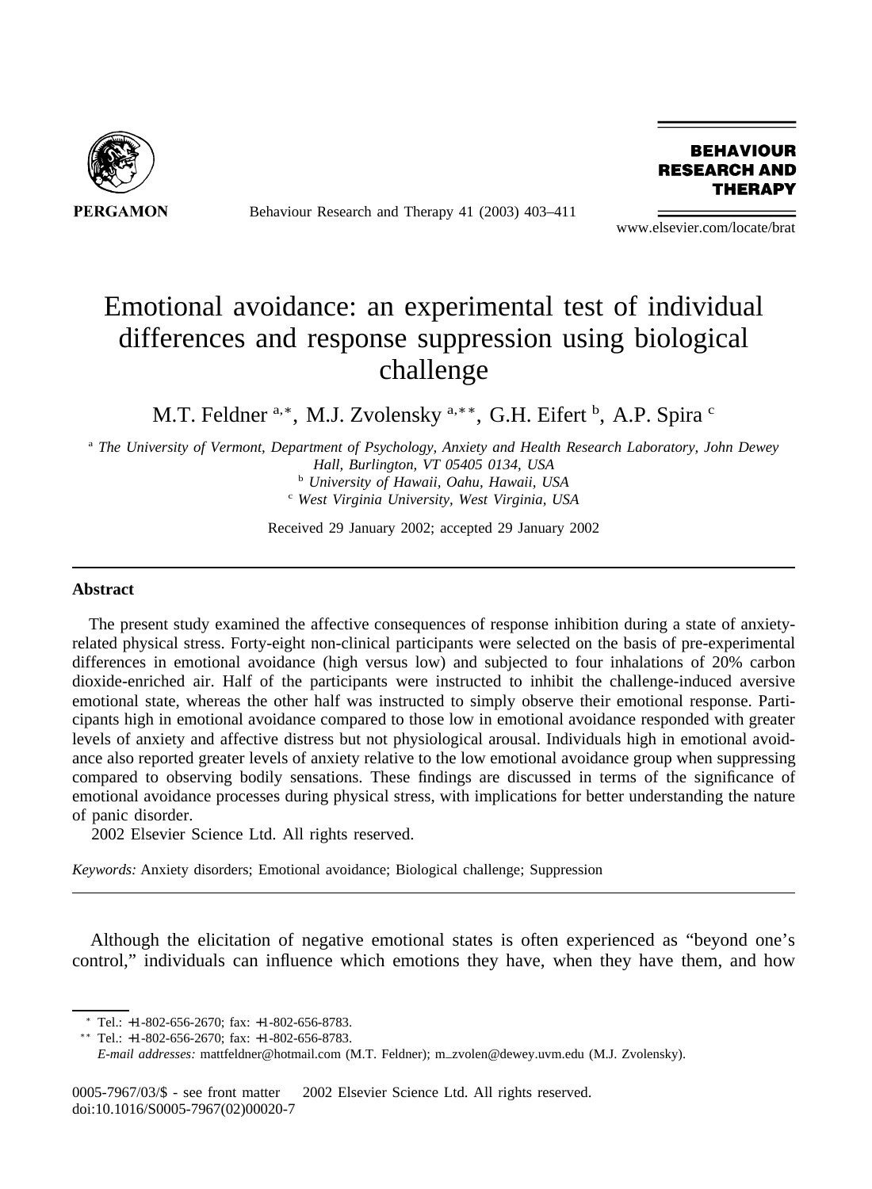# Emotional avoidance: an experimental test of individual differences and response suppression using biological challenge

M.T. Feldner [a,*], M.J. Zvolensky [a,**], G.H. Eifert [b], A.P. Spira [c]

[a] *The University of Vermont, Department of Psychology, Anxiety and Health Research Laboratory, John Dewey Hall, Burlington, VT 05405 0134, USA*
[b] *University of Hawaii, Oahu, Hawaii, USA*
[c] *West Virginia University, West Virginia, USA*

Received 29 January 2002; accepted 29 January 2002

## Abstract

The present study examined the affective consequences of response inhibition during a state of anxiety-related physical stress. Forty-eight non-clinical participants were selected on the basis of pre-experimental differences in emotional avoidance (high versus low) and subjected to four inhalations of 20% carbon dioxide-enriched air. Half of the participants were instructed to inhibit the challenge-induced aversive emotional state, whereas the other half was instructed to simply observe their emotional response. Participants high in emotional avoidance compared to those low in emotional avoidance responded with greater levels of anxiety and affective distress but not physiological arousal. Individuals high in emotional avoidance also reported greater levels of anxiety relative to the low emotional avoidance group when suppressing compared to observing bodily sensations. These findings are discussed in terms of the significance of emotional avoidance processes during physical stress, with implications for better understanding the nature of panic disorder.

2002 Elsevier Science Ltd. All rights reserved.

*Keywords:* Anxiety disorders; Emotional avoidance; Biological challenge; Suppression

Although the elicitation of negative emotional states is often experienced as "beyond one's control," individuals can influence which emotions they have, when they have them, and how

---

\* Tel.: +1-802-656-2670; fax: +1-802-656-8783.

\*\* Tel.: +1-802-656-2670; fax: +1-802-656-8783.

*E-mail addresses:* mattfeldner@hotmail.com (M.T. Feldner); m_zvolen@dewey.uvm.edu (M.J. Zvolensky).

0005-7967/03/$ - see front matter 2002 Elsevier Science Ltd. All rights reserved.
doi:10.1016/S0005-7967(02)00020-7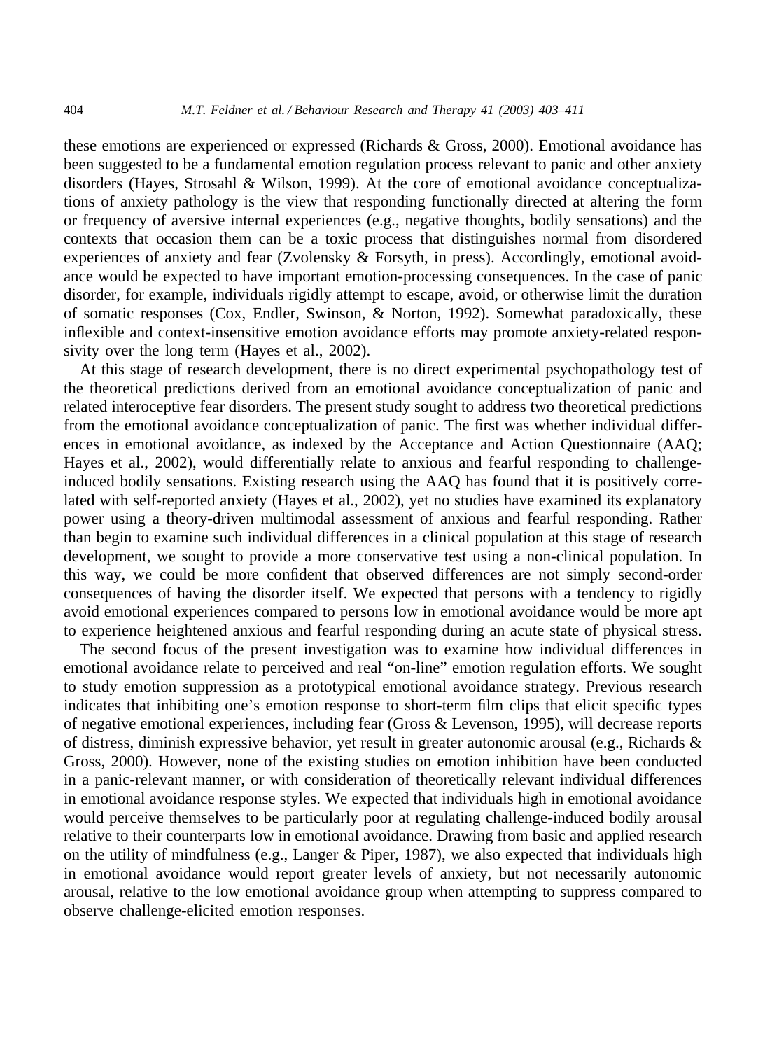these emotions are experienced or expressed (Richards & Gross, 2000). Emotional avoidance has been suggested to be a fundamental emotion regulation process relevant to panic and other anxiety disorders (Hayes, Strosahl & Wilson, 1999). At the core of emotional avoidance conceptualizations of anxiety pathology is the view that responding functionally directed at altering the form or frequency of aversive internal experiences (e.g., negative thoughts, bodily sensations) and the contexts that occasion them can be a toxic process that distinguishes normal from disordered experiences of anxiety and fear (Zvolensky & Forsyth, in press). Accordingly, emotional avoidance would be expected to have important emotion-processing consequences. In the case of panic disorder, for example, individuals rigidly attempt to escape, avoid, or otherwise limit the duration of somatic responses (Cox, Endler, Swinson, & Norton, 1992). Somewhat paradoxically, these inflexible and context-insensitive emotion avoidance efforts may promote anxiety-related responsivity over the long term (Hayes et al., 2002).

At this stage of research development, there is no direct experimental psychopathology test of the theoretical predictions derived from an emotional avoidance conceptualization of panic and related interoceptive fear disorders. The present study sought to address two theoretical predictions from the emotional avoidance conceptualization of panic. The first was whether individual differences in emotional avoidance, as indexed by the Acceptance and Action Questionnaire (AAQ; Hayes et al., 2002), would differentially relate to anxious and fearful responding to challenge-induced bodily sensations. Existing research using the AAQ has found that it is positively correlated with self-reported anxiety (Hayes et al., 2002), yet no studies have examined its explanatory power using a theory-driven multimodal assessment of anxious and fearful responding. Rather than begin to examine such individual differences in a clinical population at this stage of research development, we sought to provide a more conservative test using a non-clinical population. In this way, we could be more confident that observed differences are not simply second-order consequences of having the disorder itself. We expected that persons with a tendency to rigidly avoid emotional experiences compared to persons low in emotional avoidance would be more apt to experience heightened anxious and fearful responding during an acute state of physical stress.

The second focus of the present investigation was to examine how individual differences in emotional avoidance relate to perceived and real "on-line" emotion regulation efforts. We sought to study emotion suppression as a prototypical emotional avoidance strategy. Previous research indicates that inhibiting one's emotion response to short-term film clips that elicit specific types of negative emotional experiences, including fear (Gross & Levenson, 1995), will decrease reports of distress, diminish expressive behavior, yet result in greater autonomic arousal (e.g., Richards & Gross, 2000). However, none of the existing studies on emotion inhibition have been conducted in a panic-relevant manner, or with consideration of theoretically relevant individual differences in emotional avoidance response styles. We expected that individuals high in emotional avoidance would perceive themselves to be particularly poor at regulating challenge-induced bodily arousal relative to their counterparts low in emotional avoidance. Drawing from basic and applied research on the utility of mindfulness (e.g., Langer & Piper, 1987), we also expected that individuals high in emotional avoidance would report greater levels of anxiety, but not necessarily autonomic arousal, relative to the low emotional avoidance group when attempting to suppress compared to observe challenge-elicited emotion responses.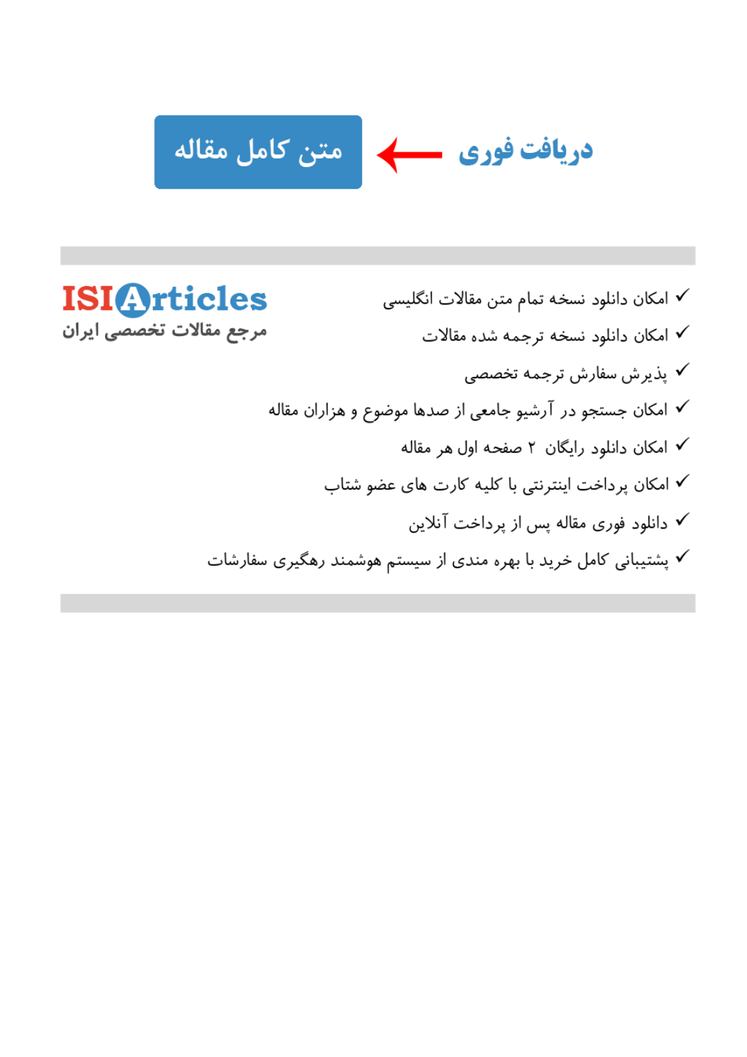دریافت فوری ← متن کامل مقاله

**ISIArticles**
مرجع مقالات تخصصی ایران

- ✓ امکان دانلود نسخه تمام متن مقالات انگلیسی
- ✓ امکان دانلود نسخه ترجمه شده مقالات
- ✓ پذیرش سفارش ترجمه تخصصی
- ✓ امکان جستجو در آرشیو جامعی از صدها موضوع و هزاران مقاله
- ✓ امکان دانلود رایگان ۲ صفحه اول هر مقاله
- ✓ امکان پرداخت اینترنتی با کلیه کارت های عضو شتاب
- ✓ دانلود فوری مقاله پس از پرداخت آنلاین
- ✓ پشتیبانی کامل خرید با بهره مندی از سیستم هوشمند رهگیری سفارشات